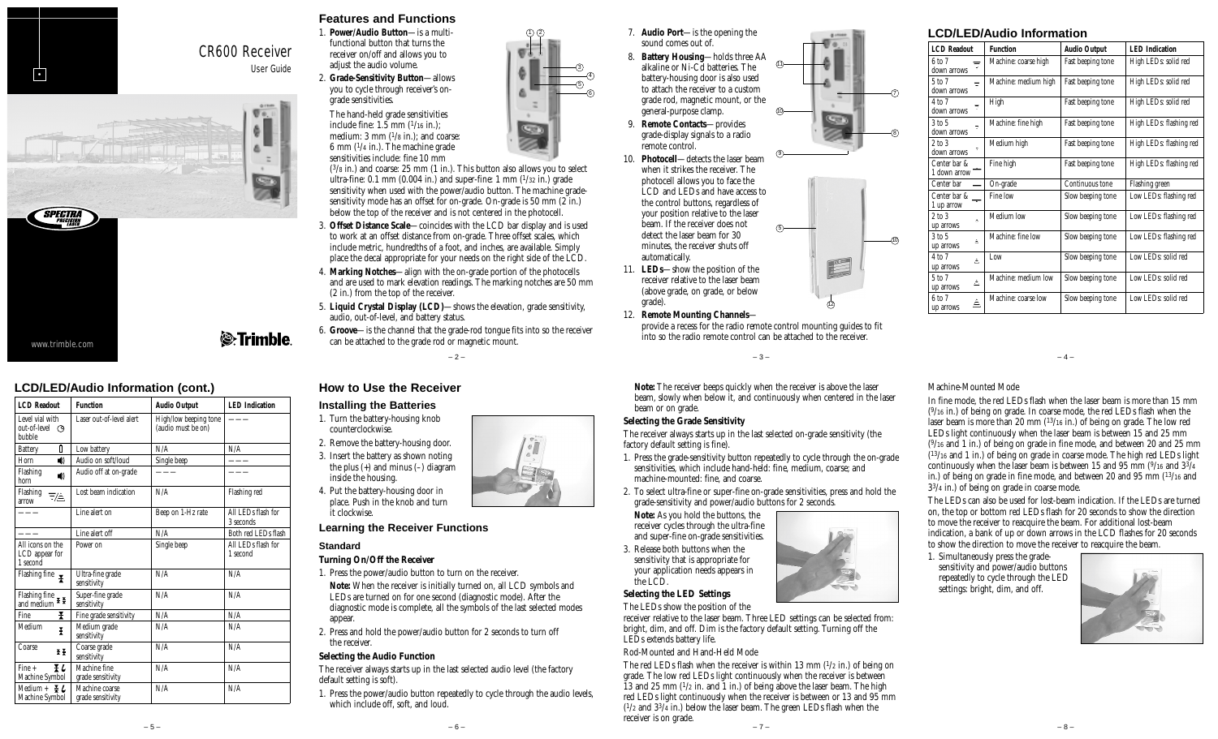# CR600 Receiver

User Guide

www.trimble.com

## Features and Functions

1. **Power/Audio Button**—is a multi-functional button that turns the receiver on/off and allows you to adjust the audio volume.
2. **Grade-Sensitivity Button**—allows you to cycle through receiver's on-grade sensitivities.

   The hand-held grade sensitivities include fine: 1.5 mm (1/16 in.); medium: 3 mm (1/8 in.); and coarse: 6 mm (1/4 in.). The machine grade sensitivities include: fine 10 mm (3/8 in.) and coarse: 25 mm (1 in.). This button also allows you to select ultra-fine: 0.1 mm (0.004 in.) and super-fine: 1 mm (1/32 in.) grade sensitivity when used with the power/audio button. The machine grade-sensitivity mode has an offset for on-grade. On-grade is 50 mm (2 in.) below the top of the receiver and is not centered in the photocell.
3. **Offset Distance Scale**—coincides with the LCD bar display and is used to work at an offset distance from on-grade. Three offset scales, which include metric, hundredths of a foot, and inches, are available. Simply place the decal appropriate for your needs on the right side of the LCD.
4. **Marking Notches**—align with the on-grade portion of the photocells and are used to mark elevation readings. The marking notches are 50 mm (2 in.) from the top of the receiver.
5. **Liquid Crystal Display (LCD)**—shows the elevation, grade sensitivity, audio, out-of-level, and battery status.
6. **Groove**—is the channel that the grade-rod tongue fits into so the receiver can be attached to the grade rod or magnetic mount.
7. **Audio Port**—is the opening the sound comes out of.
8. **Battery Housing**—holds three AA alkaline or Ni-Cd batteries. The battery-housing door is also used to attach the receiver to a custom grade rod, magnetic mount, or the general-purpose clamp.
9. **Remote Contacts**—provides grade-display signals to a radio remote control.
10. **Photocell**—detects the laser beam when it strikes the receiver. The photocell allows you to face the LCD and LEDs and have access to the control buttons, regardless of your position relative to the laser beam. If the receiver does not detect the laser beam for 30 minutes, the receiver shuts off automatically.
11. **LEDs**—show the position of the receiver relative to the laser beam (above grade, on grade, or below grade).
12. **Remote Mounting Channels**—provide a recess for the radio remote control mounting guides to fit into so the radio remote control can be attached to the receiver.

## LCD/LED/Audio Information

| LCD Readout | Function | Audio Output | LED Indication |
|---|---|---|---|
| 6 to 7 down arrows | Machine: coarse high | Fast beeping tone | High LEDs: solid red |
| 5 to 7 down arrows | Machine: medium high | Fast beeping tone | High LEDs: solid red |
| 4 to 7 down arrows | High | Fast beeping tone | High LEDs: solid red |
| 3 to 5 down arrows | Machine: fine high | Fast beeping tone | High LEDs: flashing red |
| 2 to 3 down arrows | Medium high | Fast beeping tone | High LEDs: flashing red |
| Center bar & 1 down arrow | Fine high | Fast beeping tone | High LEDs: flashing red |
| Center bar | On-grade | Continuous tone | Flashing green |
| Center bar & 1 up arrow | Fine low | Slow beeping tone | Low LEDs: flashing red |
| 2 to 3 up arrows | Medium low | Slow beeping tone | Low LEDs: flashing red |
| 3 to 5 up arrows | Machine: fine low | Slow beeping tone | Low LEDs: flashing red |
| 4 to 7 up arrows | Low | Slow beeping tone | Low LEDs: solid red |
| 5 to 7 up arrows | Machine: medium low | Slow beeping tone | Low LEDs: solid red |
| 6 to 7 up arrows | Machine: coarse low | Slow beeping tone | Low LEDs: solid red |

## LCD/LED/Audio Information (cont.)

| LCD Readout | Function | Audio Output | LED Indication |
|---|---|---|---|
| Level vial with out-of-level bubble | Laser out-of-level alert | High/low beeping tone (audio must be on) | ——— |
| Battery | Low battery | N/A | N/A |
| Horn | Audio on soft/loud | Single beep | ——— |
| Flashing horn | Audio off at on-grade | ——— | ——— |
| Flashing arrow | Lost beam indication | N/A | Flashing red |
| ——— | Line alert on | Beep on 1-Hz rate | All LEDs flash for 3 seconds |
| ——— | Line alert off | N/A | Both red LEDs flash |
| All icons on the LCD appear for 1 second | Power on | Single beep | All LEDs flash for 1 second |
| Flashing fine | Ultra-fine grade sensitivity | N/A | N/A |
| Flashing fine and medium | Super-fine grade sensitivity | N/A | N/A |
| Fine | Fine grade sensitivity | N/A | N/A |
| Medium | Medium grade sensitivity | N/A | N/A |
| Coarse | Coarse grade sensitivity | N/A | N/A |
| Fine + Machine Symbol | Machine fine grade sensitivity | N/A | N/A |
| Medium + Machine Symbol | Machine coarse grade sensitivity | N/A | N/A |

## How to Use the Receiver

### Installing the Batteries

1. Turn the battery-housing knob counterclockwise.
2. Remove the battery-housing door.
3. Insert the battery as shown noting the plus (+) and minus (–) diagram inside the housing.
4. Put the battery-housing door in place. Push in the knob and turn it clockwise.

### Learning the Receiver Functions

#### Standard

**Turning On/Off the Receiver**

1. Press the power/audio button to turn on the receiver.

   **Note:** When the receiver is initially turned on, all LCD symbols and LEDs are turned on for one second (diagnostic mode). After the diagnostic mode is complete, all the symbols of the last selected modes appear.
2. Press and hold the power/audio button for 2 seconds to turn off the receiver.

**Selecting the Audio Function**

The receiver always starts up in the last selected audio level (the factory default setting is soft).

1. Press the power/audio button repeatedly to cycle through the audio levels, which include off, soft, and loud.

**Note:** The receiver beeps quickly when the receiver is above the laser beam, slowly when below it, and continuously when centered in the laser beam or on grade.

**Selecting the Grade Sensitivity**

The receiver always starts up in the last selected on-grade sensitivity (the factory default setting is fine).

1. Press the grade-sensitivity button repeatedly to cycle through the on-grade sensitivities, which include hand-held: fine, medium, coarse; and machine-mounted: fine, and coarse.
2. To select ultra-fine or super-fine on-grade sensitivities, press and hold the grade-sensitivity and power/audio buttons for 2 seconds.

   **Note:** As you hold the buttons, the receiver cycles through the ultra-fine and super-fine on-grade sensitivities.
3. Release both buttons when the sensitivity that is appropriate for your application needs appears in the LCD.

**Selecting the LED Settings**

The LEDs show the position of the receiver relative to the laser beam. Three LED settings can be selected from: bright, dim, and off. Dim is the factory default setting. Turning off the LEDs extends battery life.

Rod-Mounted and Hand-Held Mode

The red LEDs flash when the receiver is within 13 mm (1/2 in.) of being on grade. The low red LEDs light continuously when the receiver is between 13 and 25 mm (1/2 in. and 1 in.) of being above the laser beam. The high red LEDs light continuously when the receiver is between or 13 and 95 mm (1/2 and 3 3/4 in.) below the laser beam. The green LEDs flash when the receiver is on grade.

Machine-Mounted Mode

In fine mode, the red LEDs flash when the laser beam is more than 15 mm (9/16 in.) of being on grade. In coarse mode, the red LEDs flash when the laser beam is more than 20 mm (13/16 in.) of being on grade. The low red LEDs light continuously when the laser beam is between 15 and 25 mm (9/16 and 1 in.) of being on grade in fine mode, and between 20 and 25 mm (13/16 and 1 in.) of being on grade in coarse mode. The high red LEDs light continuously when the laser beam is between 15 and 95 mm (9/16 and 3 3/4 in.) of being on grade in fine mode, and between 20 and 95 mm (13/16 and 3 3/4 in.) of being on grade in coarse mode.

The LEDs can also be used for lost-beam indication. If the LEDs are turned on, the top or bottom red LEDs flash for 20 seconds to show the direction to move the receiver to reacquire the beam. For additional lost-beam indication, a bank of up or down arrows in the LCD flashes for 20 seconds to show the direction to move the receiver to reacquire the beam.

1. Simultaneously press the grade-sensitivity and power/audio buttons repeatedly to cycle through the LED settings: bright, dim, and off.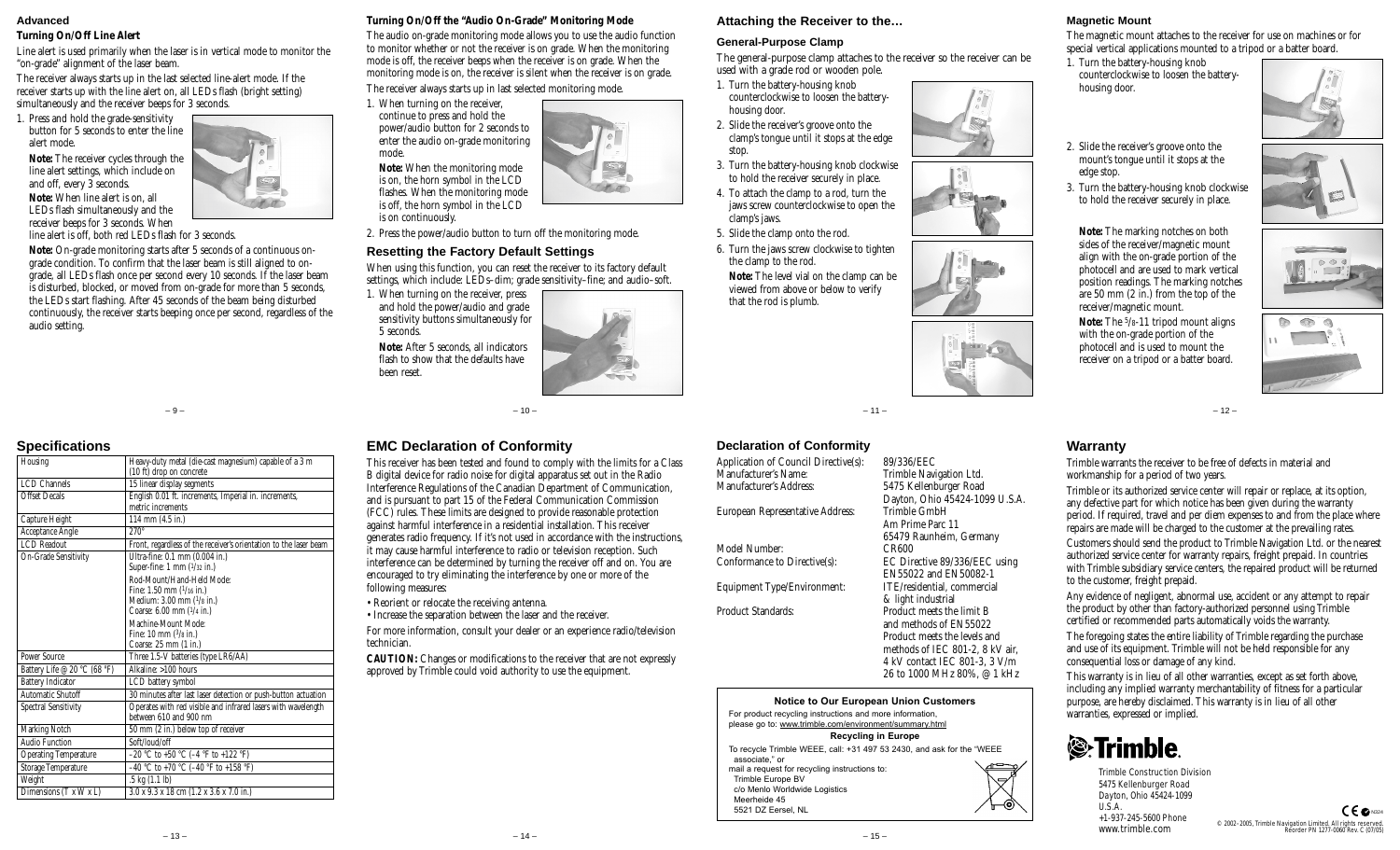## Advanced

### Turning On/Off Line Alert

Line alert is used primarily when the laser is in vertical mode to monitor the "on-grade" alignment of the laser beam.

The receiver always starts up in the last selected line-alert mode. If the receiver starts up with the line alert on, all LEDs flash (bright setting) simultaneously and the receiver beeps for 3 seconds.

1. Press and hold the grade-sensitivity button for 5 seconds to enter the line alert mode.

   **Note:** The receiver cycles through the line alert settings, which include on and off, every 3 seconds.

   **Note:** When line alert is on, all LEDs flash simultaneously and the receiver beeps for 3 seconds. When line alert is off, both red LEDs flash for 3 seconds.

   **Note:** On-grade monitoring starts after 5 seconds of a continuous on-grade condition. To confirm that the laser beam is still aligned to on-grade, all LEDs flash once per second every 10 seconds. If the laser beam is disturbed, blocked, or moved from on-grade for more than 5 seconds, the LEDs start flashing. After 45 seconds of the beam being disturbed continuously, the receiver starts beeping once per second, regardless of the audio setting.

### Turning On/Off the "Audio On-Grade" Monitoring Mode

The audio on-grade monitoring mode allows you to use the audio function to monitor whether or not the receiver is on grade. When the monitoring mode is off, the receiver beeps when the receiver is on grade. When the monitoring mode is on, the receiver is silent when the receiver is on grade.

The receiver always starts up in last selected monitoring mode.

1. When turning on the receiver, continue to press and hold the power/audio button for 2 seconds to enter the audio on-grade monitoring mode.

   **Note:** When the monitoring mode is on, the horn symbol in the LCD flashes. When the monitoring mode is off, the horn symbol in the LCD is on continuously.

2. Press the power/audio button to turn off the monitoring mode.

### Resetting the Factory Default Settings

When using this function, you can reset the receiver to its factory default settings, which include: LEDs–dim; grade sensitivity–fine; and audio–soft.

1. When turning on the receiver, press and hold the power/audio and grade sensitivity buttons simultaneously for 5 seconds.

   **Note:** After 5 seconds, all indicators flash to show that the defaults have been reset.

## Attaching the Receiver to the…

### General-Purpose Clamp

The general-purpose clamp attaches to the receiver so the receiver can be used with a grade rod or wooden pole.

1. Turn the battery-housing knob counterclockwise to loosen the battery-housing door.
2. Slide the receiver's groove onto the clamp's tongue until it stops at the edge stop.
3. Turn the battery-housing knob clockwise to hold the receiver securely in place.
4. To attach the clamp to a rod, turn the jaws screw counterclockwise to open the clamp's jaws.
5. Slide the clamp onto the rod.
6. Turn the jaws screw clockwise to tighten the clamp to the rod.

   **Note:** The level vial on the clamp can be viewed from above or below to verify that the rod is plumb.

### Magnetic Mount

The magnetic mount attaches to the receiver for use on machines or for special vertical applications mounted to a tripod or a batter board.

1. Turn the battery-housing knob counterclockwise to loosen the battery-housing door.
2. Slide the receiver's groove onto the mount's tongue until it stops at the edge stop.
3. Turn the battery-housing knob clockwise to hold the receiver securely in place.

   **Note:** The marking notches on both sides of the receiver/magnetic mount align with the on-grade portion of the photocell and are used to mark vertical position readings. The marking notches are 50 mm (2 in.) from the top of the receiver/magnetic mount.

   **Note:** The 5/8-11 tripod mount aligns with the on-grade portion of the photocell and is used to mount the receiver on a tripod or a batter board.

## Specifications

| | |
|---|---|
| Housing | Heavy-duty metal (die-cast magnesium) capable of a 3 m (10 ft) drop on concrete |
| LCD Channels | 15 linear display segments |
| Offset Decals | English 0.01 ft. increments, Imperial in. increments, metric increments |
| Capture Height | 114 mm (4.5 in.) |
| Acceptance Angle | 270° |
| LCD Readout | Front, regardless of the receiver's orientation to the laser beam |
| On-Grade Sensitivity | Ultra-fine: 0.1 mm (0.004 in.)<br>Super-fine: 1 mm (1/32 in.)<br>Rod-Mount/Hand-Held Mode:<br>Fine: 1.50 mm (1/16 in.)<br>Medium: 3.00 mm (1/8 in.)<br>Coarse: 6.00 mm (1/4 in.)<br>Machine-Mount Mode:<br>Fine: 10 mm (3/8 in.)<br>Coarse: 25 mm (1 in.) |
| Power Source | Three 1.5-V batteries (type LR6/AA) |
| Battery Life @ 20 °C (68 °F) | Alkaline: >100 hours |
| Battery Indicator | LCD battery symbol |
| Automatic Shutoff | 30 minutes after last laser detection or push-button actuation |
| Spectral Sensitivity | Operates with red visible and infrared lasers with wavelength between 610 and 900 nm |
| Marking Notch | 50 mm (2 in.) below top of receiver |
| Audio Function | Soft/loud/off |
| Operating Temperature | –20 °C to +50 °C (–4 °F to +122 °F) |
| Storage Temperature | –40 °C to +70 °C (–40 °F to +158 °F) |
| Weight | .5 kg (1.1 lb) |
| Dimensions (T x W x L) | 3.0 x 9.3 x 18 cm (1.2 x 3.6 x 7.0 in.) |

## EMC Declaration of Conformity

This receiver has been tested and found to comply with the limits for a Class B digital device for radio noise for digital apparatus set out in the Radio Interference Regulations of the Canadian Department of Communication, and is pursuant to part 15 of the Federal Communication Commission (FCC) rules. These limits are designed to provide reasonable protection against harmful interference in a residential installation. This receiver generates radio frequency. If it's not used in accordance with the instructions, it may cause harmful interference to radio or television reception. Such interference can be determined by turning the receiver off and on. You are encouraged to try eliminating the interference by one or more of the following measures:

- Reorient or relocate the receiving antenna.
- Increase the separation between the laser and the receiver.

For more information, consult your dealer or an experience radio/television technician.

**CAUTION:** Changes or modifications to the receiver that are not expressly approved by Trimble could void authority to use the equipment.

## Declaration of Conformity

| | |
|---|---|
| Application of Council Directive(s): | 89/336/EEC |
| Manufacturer's Name: | Trimble Navigation Ltd. |
| Manufacturer's Address: | 5475 Kellenburger Road<br>Dayton, Ohio 45424-1099 U.S.A. |
| European Representative Address: | Trimble GmbH<br>Am Prime Parc 11<br>65479 Raunheim, Germany |
| Model Number: | CR600 |
| Conformance to Directive(s): | EC Directive 89/336/EEC using EN55022 and EN50082-1 |
| Equipment Type/Environment: | ITE/residential, commercial & light industrial |
| Product Standards: | Product meets the limit B and methods of EN55022<br>Product meets the levels and methods of IEC 801-2, 8 kV air, 4 kV contact IEC 801-3, 3 V/m 26 to 1000 MHz 80%, @ 1 kHz |

**Notice to Our European Union Customers**

For product recycling instructions and more information, please go to: www.trimble.com/environment/summary.html

**Recycling in Europe**

To recycle Trimble WEEE, call: +31 497 53 2430, and ask for the "WEEE associate," or
mail a request for recycling instructions to:
Trimble Europe BV
c/o Menlo Worldwide Logistics
Meerheide 45
5521 DZ Eersel, NL

## Warranty

Trimble warrants the receiver to be free of defects in material and workmanship for a period of two years.

Trimble or its authorized service center will repair or replace, at its option, any defective part for which notice has been given during the warranty period. If required, travel and per diem expenses to and from the place where repairs are made will be charged to the customer at the prevailing rates.

Customers should send the product to Trimble Navigation Ltd. or the nearest authorized service center for warranty repairs, freight prepaid. In countries with Trimble subsidiary service centers, the repaired product will be returned to the customer, freight prepaid.

Any evidence of negligent, abnormal use, accident or any attempt to repair the product by other than factory-authorized personnel using Trimble certified or recommended parts automatically voids the warranty.

The foregoing states the entire liability of Trimble regarding the purchase and use of its equipment. Trimble will not be held responsible for any consequential loss or damage of any kind.

This warranty is in lieu of all other warranties, except as set forth above, including any implied warranty merchantability of fitness for a particular purpose, are hereby disclaimed. This warranty is in lieu of all other warranties, expressed or implied.

Trimble

Trimble Construction Division
5475 Kellenburger Road
Dayton, Ohio 45424-1099
U.S.A.
+1-937-245-5600 Phone
www.trimble.com

© 2002–2005, Trimble Navigation Limited. All rights reserved.
Reorder PN 1277-0060 Rev. C (07/05)